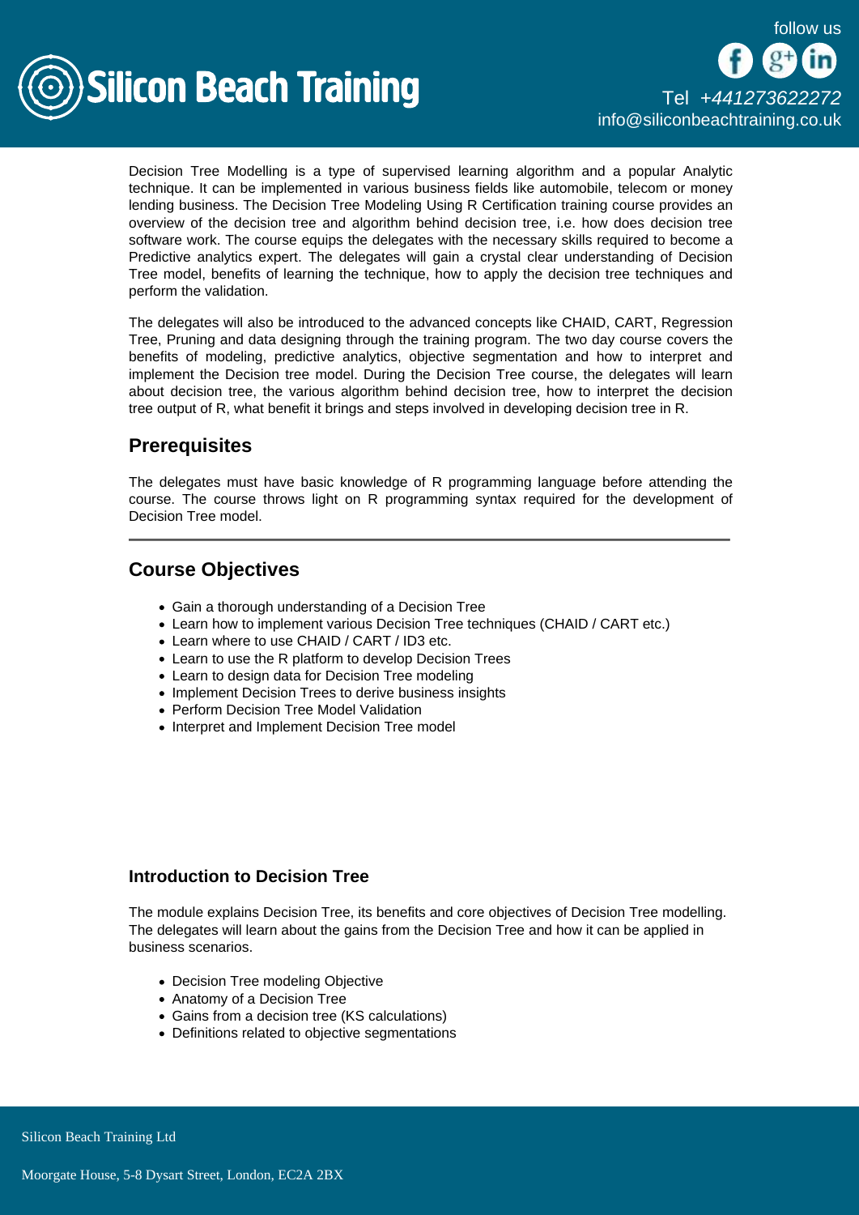Decision Tree Modelling is a type of supervised learning algorithm and a popular Analytic technique. It can be implemented in various business fields like automobile, telecom or money lending business. The Decision Tree Modeling Using R Certification training course provides an overview of the decision tree and algorithm behind decision tree, i.e. how does decision tree software work. The course equips the delegates with the necessary skills required to become a Predictive analytics expert. The delegates will gain a crystal clear understanding of Decision Tree model, benefits of learning the technique, how to apply the decision tree techniques and perform the validation.

The delegates will also be introduced to the advanced concepts like CHAID, CART, Regression Tree, Pruning and data designing through the training program. The two day course covers the benefits of modeling, predictive analytics, objective segmentation and how to interpret and implement the Decision tree model. During the Decision Tree course, the delegates will learn about decision tree, the various algorithm behind decision tree, how to interpret the decision tree output of R, what benefit it brings and steps involved in developing decision tree in R.

## Prerequisites

The delegates must have basic knowledge of R programming language before attending the course. The course throws light on R programming syntax required for the development of Decision Tree model.

---

## Course Objectives

- Gain a thorough understanding of a Decision Tree
- Learn how to implement various Decision Tree techniques (CHAID / CART etc.)
- Learn where to use CHAID / CART / ID3 etc.
- Learn to use the R platform to develop Decision Trees
- Learn to design data for Decision Tree modeling
- Implement Decision Trees to derive business insights
- Perform Decision Tree Model Validation
- Interpret and Implement Decision Tree model

### Introduction to Decision Tree

The module explains Decision Tree, its benefits and core objectives of Decision Tree modelling. The delegates will learn about the gains from the Decision Tree and how it can be applied in business scenarios.

- Decision Tree modeling Objective
- Anatomy of a Decision Tree
- Gains from a decision tree (KS calculations)
- Definitions related to objective segmentations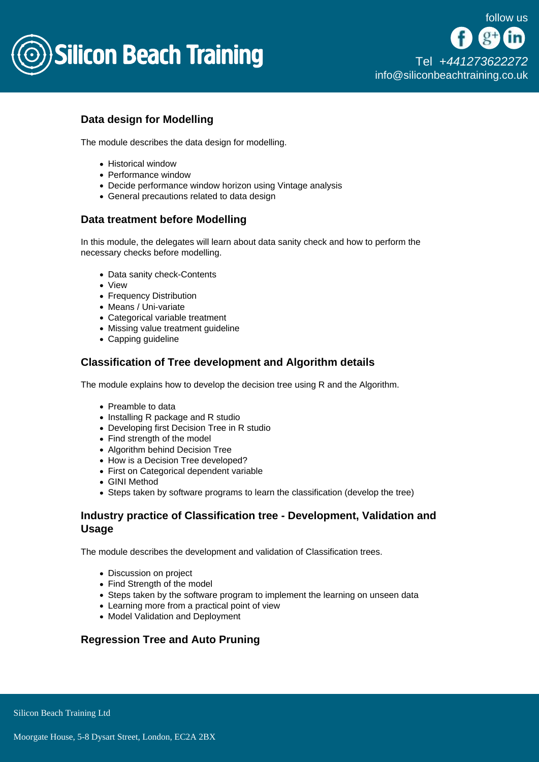### Data design for Modelling

The module describes the data design for modelling.

- Historical window
- Performance window
- Decide performance window horizon using Vintage analysis
- General precautions related to data design

### Data treatment before Modelling

In this module, the delegates will learn about data sanity check and how to perform the necessary checks before modelling.

- Data sanity check-Contents
- View
- Frequency Distribution
- Means / Uni-variate
- Categorical variable treatment
- Missing value treatment guideline
- Capping guideline

### Classification of Tree development and Algorithm details

The module explains how to develop the decision tree using R and the Algorithm.

- Preamble to data
- Installing R package and R studio
- Developing first Decision Tree in R studio
- Find strength of the model
- Algorithm behind Decision Tree
- How is a Decision Tree developed?
- First on Categorical dependent variable
- GINI Method
- Steps taken by software programs to learn the classification (develop the tree)

### Industry practice of Classification tree - Development, Validation and Usage

The module describes the development and validation of Classification trees.

- Discussion on project
- Find Strength of the model
- Steps taken by the software program to implement the learning on unseen data
- Learning more from a practical point of view
- Model Validation and Deployment

### Regression Tree and Auto Pruning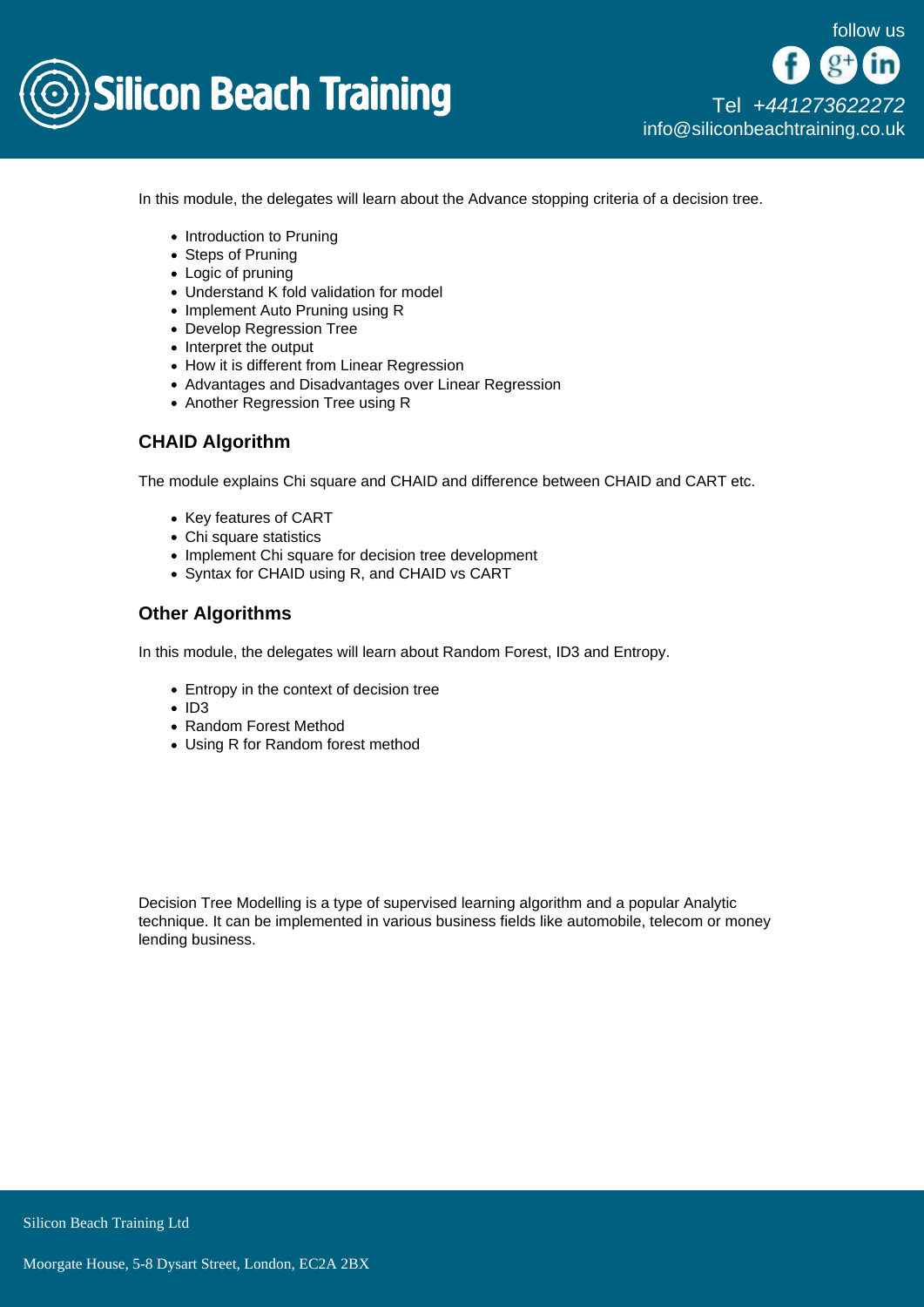In this module, the delegates will learn about the Advance stopping criteria of a decision tree.

- Introduction to Pruning
- Steps of Pruning
- Logic of pruning
- Understand K fold validation for model
- Implement Auto Pruning using R
- Develop Regression Tree
- Interpret the output
- How it is different from Linear Regression
- Advantages and Disadvantages over Linear Regression
- Another Regression Tree using R

### CHAID Algorithm

The module explains Chi square and CHAID and difference between CHAID and CART etc.

- Key features of CART
- Chi square statistics
- Implement Chi square for decision tree development
- Syntax for CHAID using R, and CHAID vs CART

### Other Algorithms

In this module, the delegates will learn about Random Forest, ID3 and Entropy.

- Entropy in the context of decision tree
- ID3
- Random Forest Method
- Using R for Random forest method

Decision Tree Modelling is a type of supervised learning algorithm and a popular Analytic technique. It can be implemented in various business fields like automobile, telecom or money lending business.